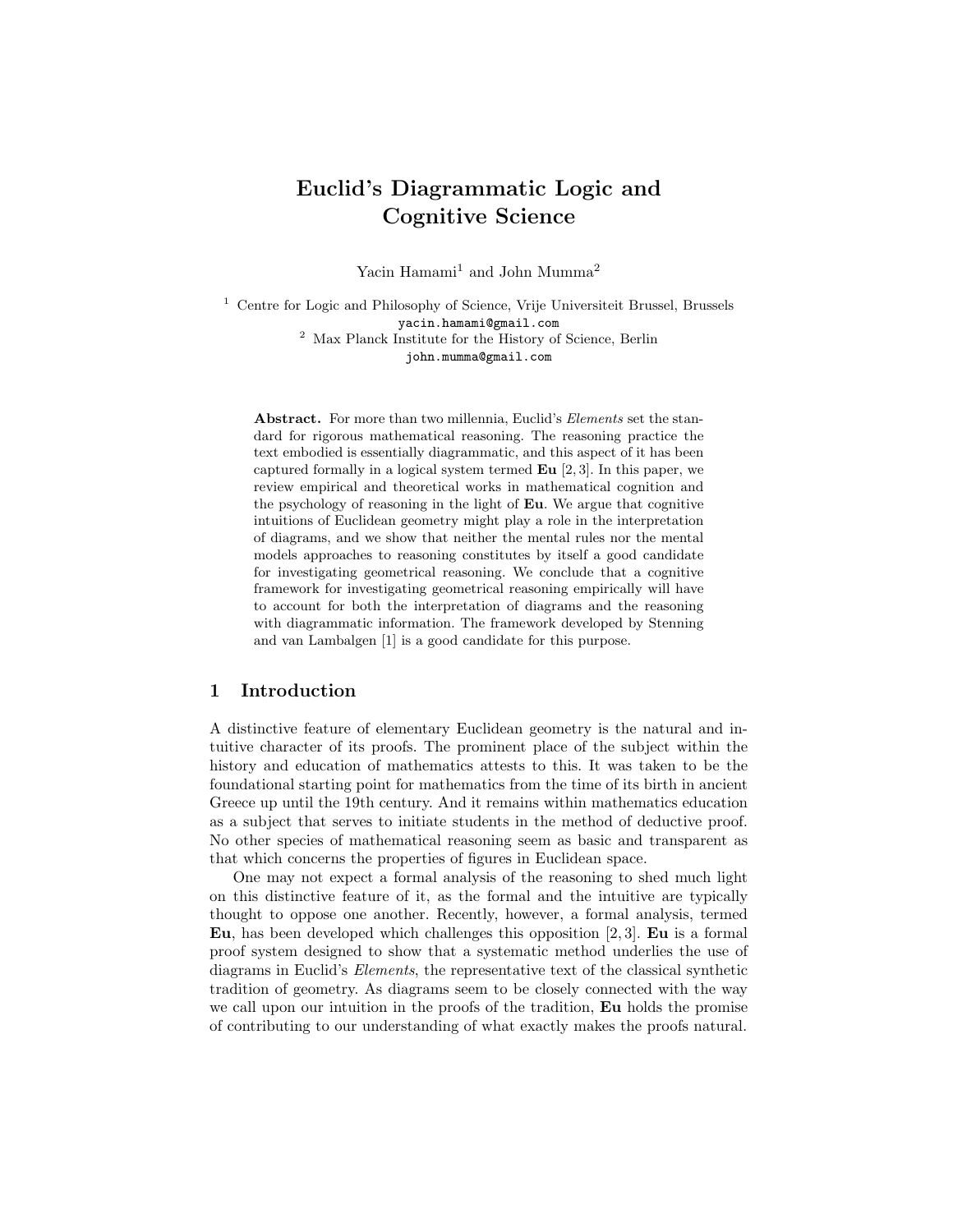# Euclid's Diagrammatic Logic and Cognitive Science

Yacin Hamami[1] and John Mumma[2]

[1] Centre for Logic and Philosophy of Science, Vrije Universiteit Brussel, Brussels
yacin.hamami@gmail.com
[2] Max Planck Institute for the History of Science, Berlin
john.mumma@gmail.com

**Abstract.** For more than two millennia, Euclid's *Elements* set the standard for rigorous mathematical reasoning. The reasoning practice the text embodied is essentially diagrammatic, and this aspect of it has been captured formally in a logical system termed **Eu** [2, 3]. In this paper, we review empirical and theoretical works in mathematical cognition and the psychology of reasoning in the light of **Eu**. We argue that cognitive intuitions of Euclidean geometry might play a role in the interpretation of diagrams, and we show that neither the mental rules nor the mental models approaches to reasoning constitutes by itself a good candidate for investigating geometrical reasoning. We conclude that a cognitive framework for investigating geometrical reasoning empirically will have to account for both the interpretation of diagrams and the reasoning with diagrammatic information. The framework developed by Stenning and van Lambalgen [1] is a good candidate for this purpose.

## 1 Introduction

A distinctive feature of elementary Euclidean geometry is the natural and intuitive character of its proofs. The prominent place of the subject within the history and education of mathematics attests to this. It was taken to be the foundational starting point for mathematics from the time of its birth in ancient Greece up until the 19th century. And it remains within mathematics education as a subject that serves to initiate students in the method of deductive proof. No other species of mathematical reasoning seem as basic and transparent as that which concerns the properties of figures in Euclidean space.

One may not expect a formal analysis of the reasoning to shed much light on this distinctive feature of it, as the formal and the intuitive are typically thought to oppose one another. Recently, however, a formal analysis, termed **Eu**, has been developed which challenges this opposition [2, 3]. **Eu** is a formal proof system designed to show that a systematic method underlies the use of diagrams in Euclid's *Elements*, the representative text of the classical synthetic tradition of geometry. As diagrams seem to be closely connected with the way we call upon our intuition in the proofs of the tradition, **Eu** holds the promise of contributing to our understanding of what exactly makes the proofs natural.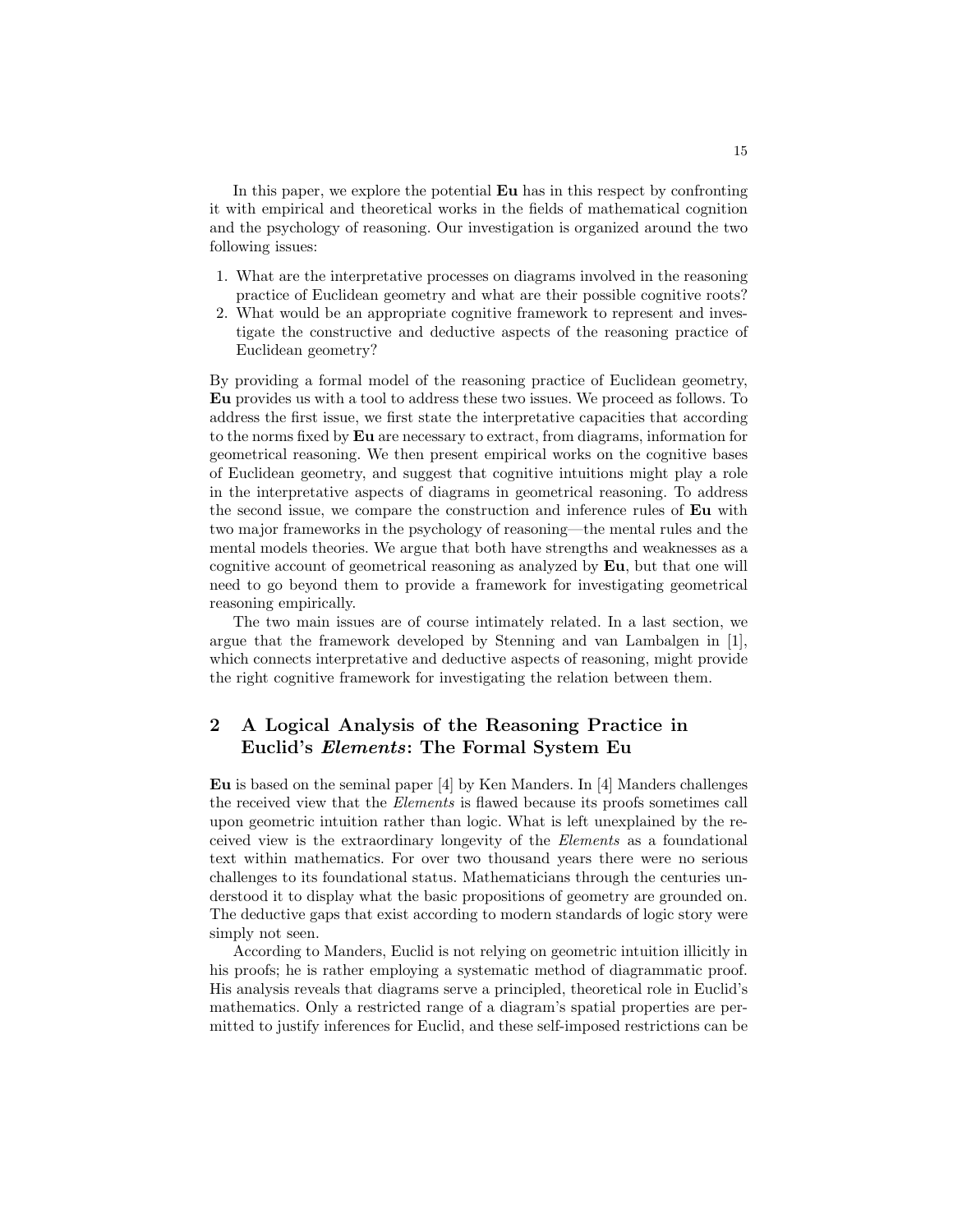In this paper, we explore the potential **Eu** has in this respect by confronting it with empirical and theoretical works in the fields of mathematical cognition and the psychology of reasoning. Our investigation is organized around the two following issues:

1. What are the interpretative processes on diagrams involved in the reasoning practice of Euclidean geometry and what are their possible cognitive roots?
2. What would be an appropriate cognitive framework to represent and investigate the constructive and deductive aspects of the reasoning practice of Euclidean geometry?

By providing a formal model of the reasoning practice of Euclidean geometry, **Eu** provides us with a tool to address these two issues. We proceed as follows. To address the first issue, we first state the interpretative capacities that according to the norms fixed by **Eu** are necessary to extract, from diagrams, information for geometrical reasoning. We then present empirical works on the cognitive bases of Euclidean geometry, and suggest that cognitive intuitions might play a role in the interpretative aspects of diagrams in geometrical reasoning. To address the second issue, we compare the construction and inference rules of **Eu** with two major frameworks in the psychology of reasoning—the mental rules and the mental models theories. We argue that both have strengths and weaknesses as a cognitive account of geometrical reasoning as analyzed by **Eu**, but that one will need to go beyond them to provide a framework for investigating geometrical reasoning empirically.

The two main issues are of course intimately related. In a last section, we argue that the framework developed by Stenning and van Lambalgen in [1], which connects interpretative and deductive aspects of reasoning, might provide the right cognitive framework for investigating the relation between them.

## 2 A Logical Analysis of the Reasoning Practice in Euclid's *Elements*: The Formal System Eu

**Eu** is based on the seminal paper [4] by Ken Manders. In [4] Manders challenges the received view that the *Elements* is flawed because its proofs sometimes call upon geometric intuition rather than logic. What is left unexplained by the received view is the extraordinary longevity of the *Elements* as a foundational text within mathematics. For over two thousand years there were no serious challenges to its foundational status. Mathematicians through the centuries understood it to display what the basic propositions of geometry are grounded on. The deductive gaps that exist according to modern standards of logic story were simply not seen.

According to Manders, Euclid is not relying on geometric intuition illicitly in his proofs; he is rather employing a systematic method of diagrammatic proof. His analysis reveals that diagrams serve a principled, theoretical role in Euclid's mathematics. Only a restricted range of a diagram's spatial properties are permitted to justify inferences for Euclid, and these self-imposed restrictions can be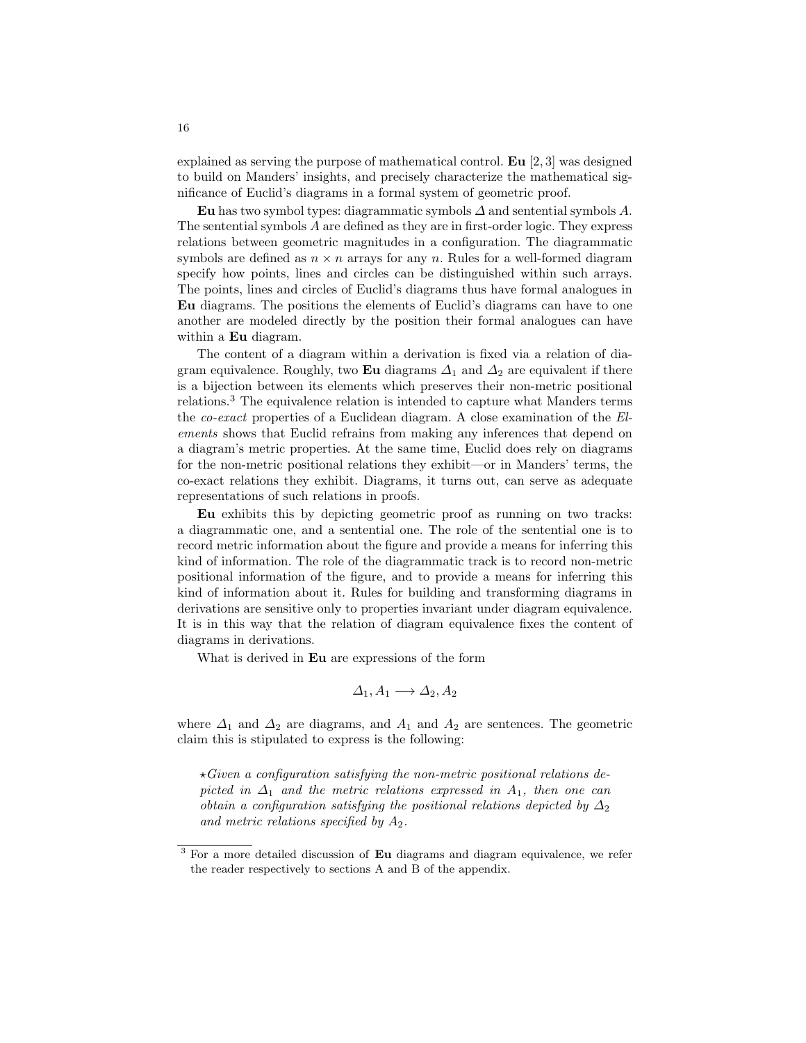explained as serving the purpose of mathematical control. **Eu** [2, 3] was designed to build on Manders' insights, and precisely characterize the mathematical significance of Euclid's diagrams in a formal system of geometric proof.

**Eu** has two symbol types: diagrammatic symbols $\Delta$ and sentential symbols $A$. The sentential symbols $A$ are defined as they are in first-order logic. They express relations between geometric magnitudes in a configuration. The diagrammatic symbols are defined as $n \times n$ arrays for any $n$. Rules for a well-formed diagram specify how points, lines and circles can be distinguished within such arrays. The points, lines and circles of Euclid's diagrams thus have formal analogues in **Eu** diagrams. The positions the elements of Euclid's diagrams can have to one another are modeled directly by the position their formal analogues can have within a **Eu** diagram.

The content of a diagram within a derivation is fixed via a relation of diagram equivalence. Roughly, two **Eu** diagrams $\Delta_1$ and $\Delta_2$ are equivalent if there is a bijection between its elements which preserves their non-metric positional relations.[3] The equivalence relation is intended to capture what Manders terms the *co-exact* properties of a Euclidean diagram. A close examination of the *Elements* shows that Euclid refrains from making any inferences that depend on a diagram's metric properties. At the same time, Euclid does rely on diagrams for the non-metric positional relations they exhibit—or in Manders' terms, the co-exact relations they exhibit. Diagrams, it turns out, can serve as adequate representations of such relations in proofs.

**Eu** exhibits this by depicting geometric proof as running on two tracks: a diagrammatic one, and a sentential one. The role of the sentential one is to record metric information about the figure and provide a means for inferring this kind of information. The role of the diagrammatic track is to record non-metric positional information of the figure, and to provide a means for inferring this kind of information about it. Rules for building and transforming diagrams in derivations are sensitive only to properties invariant under diagram equivalence. It is in this way that the relation of diagram equivalence fixes the content of diagrams in derivations.

What is derived in **Eu** are expressions of the form

$$\Delta_1, A_1 \longrightarrow \Delta_2, A_2$$

where $\Delta_1$ and $\Delta_2$ are diagrams, and $A_1$ and $A_2$ are sentences. The geometric claim this is stipulated to express is the following:

> $\star$*Given a configuration satisfying the non-metric positional relations depicted in $\Delta_1$ and the metric relations expressed in $A_1$, then one can obtain a configuration satisfying the positional relations depicted by $\Delta_2$ and metric relations specified by $A_2$.*

---

[3] For a more detailed discussion of **Eu** diagrams and diagram equivalence, we refer the reader respectively to sections A and B of the appendix.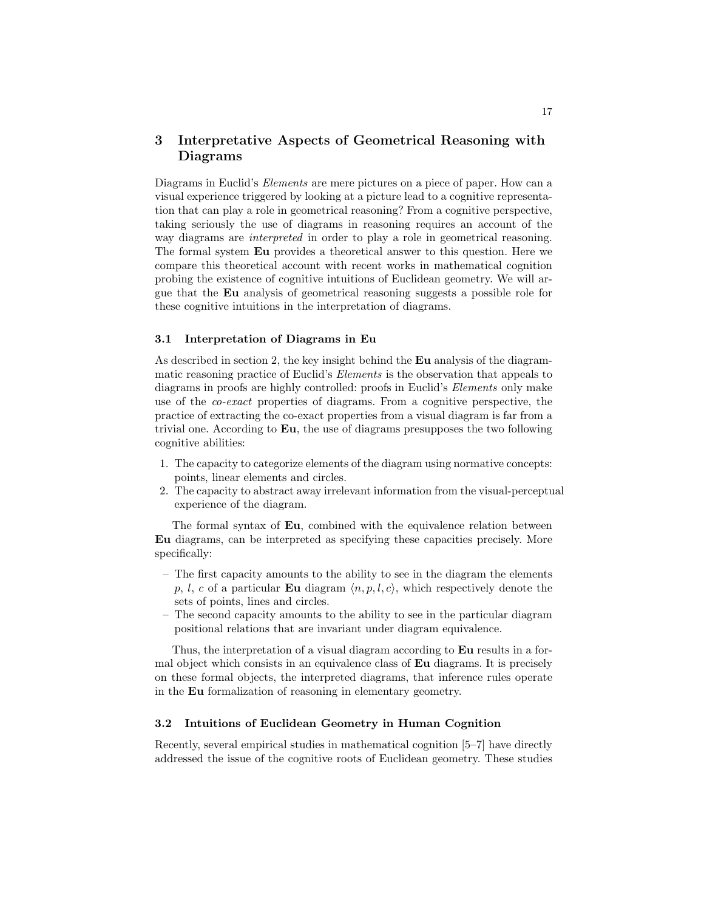## 3 Interpretative Aspects of Geometrical Reasoning with Diagrams

Diagrams in Euclid's *Elements* are mere pictures on a piece of paper. How can a visual experience triggered by looking at a picture lead to a cognitive representation that can play a role in geometrical reasoning? From a cognitive perspective, taking seriously the use of diagrams in reasoning requires an account of the way diagrams are *interpreted* in order to play a role in geometrical reasoning. The formal system **Eu** provides a theoretical answer to this question. Here we compare this theoretical account with recent works in mathematical cognition probing the existence of cognitive intuitions of Euclidean geometry. We will argue that the **Eu** analysis of geometrical reasoning suggests a possible role for these cognitive intuitions in the interpretation of diagrams.

### 3.1 Interpretation of Diagrams in Eu

As described in section 2, the key insight behind the **Eu** analysis of the diagrammatic reasoning practice of Euclid's *Elements* is the observation that appeals to diagrams in proofs are highly controlled: proofs in Euclid's *Elements* only make use of the *co-exact* properties of diagrams. From a cognitive perspective, the practice of extracting the co-exact properties from a visual diagram is far from a trivial one. According to **Eu**, the use of diagrams presupposes the two following cognitive abilities:

1. The capacity to categorize elements of the diagram using normative concepts: points, linear elements and circles.
2. The capacity to abstract away irrelevant information from the visual-perceptual experience of the diagram.

The formal syntax of **Eu**, combined with the equivalence relation between **Eu** diagrams, can be interpreted as specifying these capacities precisely. More specifically:

- The first capacity amounts to the ability to see in the diagram the elements $p$, $l$, $c$ of a particular **Eu** diagram $\langle n, p, l, c\rangle$, which respectively denote the sets of points, lines and circles.
- The second capacity amounts to the ability to see in the particular diagram positional relations that are invariant under diagram equivalence.

Thus, the interpretation of a visual diagram according to **Eu** results in a formal object which consists in an equivalence class of **Eu** diagrams. It is precisely on these formal objects, the interpreted diagrams, that inference rules operate in the **Eu** formalization of reasoning in elementary geometry.

### 3.2 Intuitions of Euclidean Geometry in Human Cognition

Recently, several empirical studies in mathematical cognition [5–7] have directly addressed the issue of the cognitive roots of Euclidean geometry. These studies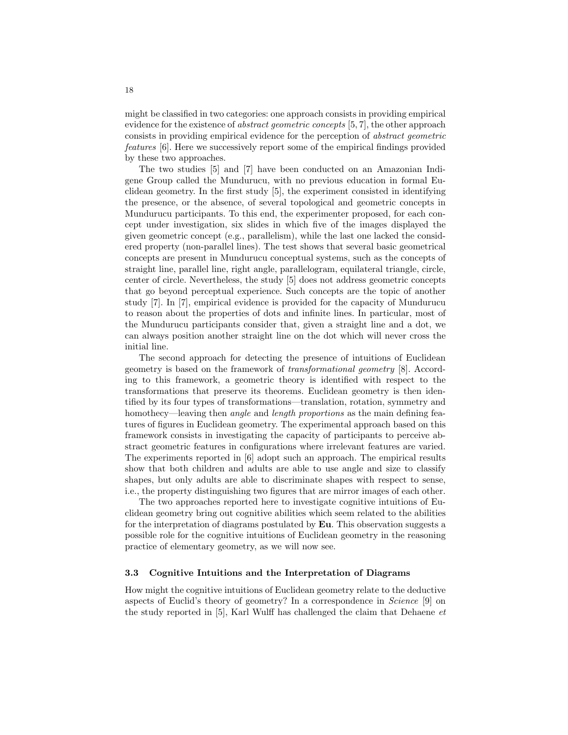might be classified in two categories: one approach consists in providing empirical evidence for the existence of *abstract geometric concepts* [5, 7], the other approach consists in providing empirical evidence for the perception of *abstract geometric features* [6]. Here we successively report some of the empirical findings provided by these two approaches.

The two studies [5] and [7] have been conducted on an Amazonian Indigene Group called the Munducucu, with no previous education in formal Euclidean geometry. In the first study [5], the experiment consisted in identifying the presence, or the absence, of several topological and geometric concepts in Munducucu participants. To this end, the experimenter proposed, for each concept under investigation, six slides in which five of the images displayed the given geometric concept (e.g., parallelism), while the last one lacked the considered property (non-parallel lines). The test shows that several basic geometrical concepts are present in Munducucu conceptual systems, such as the concepts of straight line, parallel line, right angle, parallelogram, equilateral triangle, circle, center of circle. Nevertheless, the study [5] does not address geometric concepts that go beyond perceptual experience. Such concepts are the topic of another study [7]. In [7], empirical evidence is provided for the capacity of Munducucu to reason about the properties of dots and infinite lines. In particular, most of the Munducucu participants consider that, given a straight line and a dot, we can always position another straight line on the dot which will never cross the initial line.

The second approach for detecting the presence of intuitions of Euclidean geometry is based on the framework of *transformational geometry* [8]. According to this framework, a geometric theory is identified with respect to the transformations that preserve its theorems. Euclidean geometry is then identified by its four types of transformations—translation, rotation, symmetry and homothecy—leaving then *angle* and *length proportions* as the main defining features of figures in Euclidean geometry. The experimental approach based on this framework consists in investigating the capacity of participants to perceive abstract geometric features in configurations where irrelevant features are varied. The experiments reported in [6] adopt such an approach. The empirical results show that both children and adults are able to use angle and size to classify shapes, but only adults are able to discriminate shapes with respect to sense, i.e., the property distinguishing two figures that are mirror images of each other.

The two approaches reported here to investigate cognitive intuitions of Euclidean geometry bring out cognitive abilities which seem related to the abilities for the interpretation of diagrams postulated by **Eu**. This observation suggests a possible role for the cognitive intuitions of Euclidean geometry in the reasoning practice of elementary geometry, as we will now see.

### 3.3 Cognitive Intuitions and the Interpretation of Diagrams

How might the cognitive intuitions of Euclidean geometry relate to the deductive aspects of Euclid's theory of geometry? In a correspondence in *Science* [9] on the study reported in [5], Karl Wulff has challenged the claim that Dehaene *et*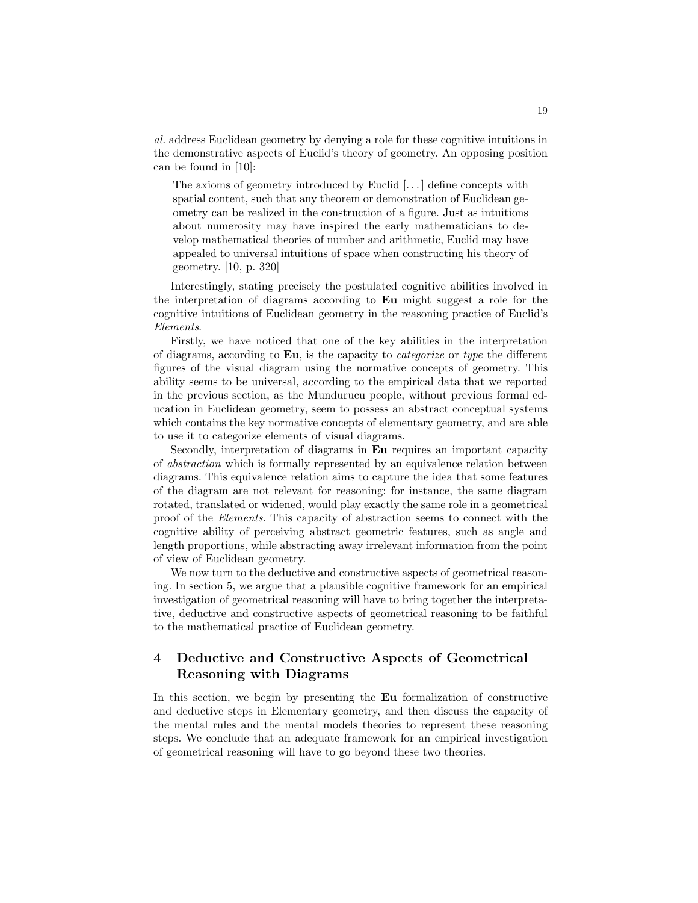*al.* address Euclidean geometry by denying a role for these cognitive intuitions in the demonstrative aspects of Euclid's theory of geometry. An opposing position can be found in [10]:

> The axioms of geometry introduced by Euclid [...] define concepts with spatial content, such that any theorem or demonstration of Euclidean geometry can be realized in the construction of a figure. Just as intuitions about numerosity may have inspired the early mathematicians to develop mathematical theories of number and arithmetic, Euclid may have appealed to universal intuitions of space when constructing his theory of geometry. [10, p. 320]

Interestingly, stating precisely the postulated cognitive abilities involved in the interpretation of diagrams according to **Eu** might suggest a role for the cognitive intuitions of Euclidean geometry in the reasoning practice of Euclid's *Elements*.

Firstly, we have noticed that one of the key abilities in the interpretation of diagrams, according to **Eu**, is the capacity to *categorize* or *type* the different figures of the visual diagram using the normative concepts of geometry. This ability seems to be universal, according to the empirical data that we reported in the previous section, as the Mundurucu people, without previous formal education in Euclidean geometry, seem to possess an abstract conceptual systems which contains the key normative concepts of elementary geometry, and are able to use it to categorize elements of visual diagrams.

Secondly, interpretation of diagrams in **Eu** requires an important capacity of *abstraction* which is formally represented by an equivalence relation between diagrams. This equivalence relation aims to capture the idea that some features of the diagram are not relevant for reasoning: for instance, the same diagram rotated, translated or widened, would play exactly the same role in a geometrical proof of the *Elements*. This capacity of abstraction seems to connect with the cognitive ability of perceiving abstract geometric features, such as angle and length proportions, while abstracting away irrelevant information from the point of view of Euclidean geometry.

We now turn to the deductive and constructive aspects of geometrical reasoning. In section 5, we argue that a plausible cognitive framework for an empirical investigation of geometrical reasoning will have to bring together the interpretative, deductive and constructive aspects of geometrical reasoning to be faithful to the mathematical practice of Euclidean geometry.

## 4 Deductive and Constructive Aspects of Geometrical Reasoning with Diagrams

In this section, we begin by presenting the **Eu** formalization of constructive and deductive steps in Elementary geometry, and then discuss the capacity of the mental rules and the mental models theories to represent these reasoning steps. We conclude that an adequate framework for an empirical investigation of geometrical reasoning will have to go beyond these two theories.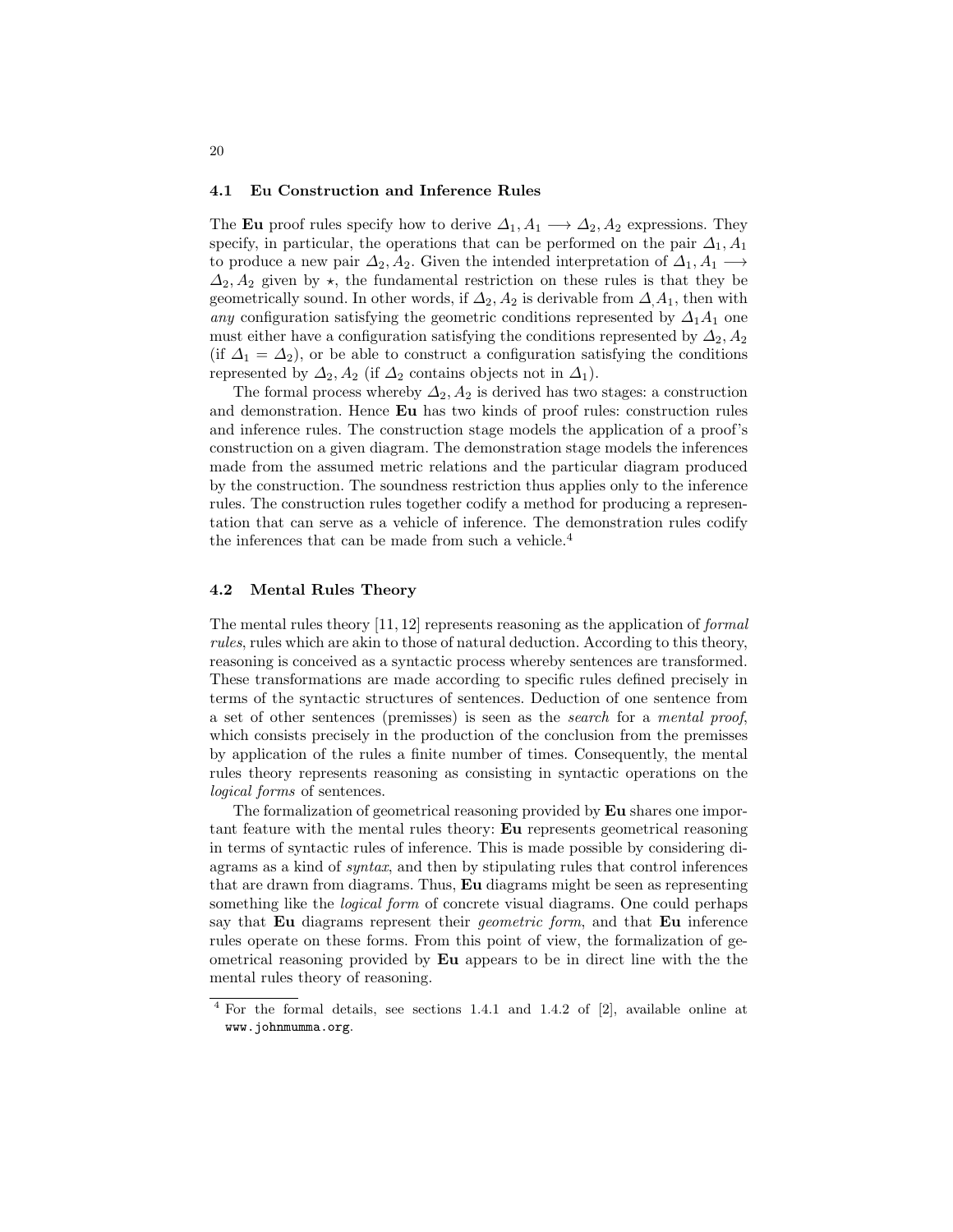### 4.1 Eu Construction and Inference Rules

The **Eu** proof rules specify how to derive $\Delta_1, A_1 \longrightarrow \Delta_2, A_2$ expressions. They specify, in particular, the operations that can be performed on the pair $\Delta_1, A_1$ to produce a new pair $\Delta_2, A_2$. Given the intended interpretation of $\Delta_1, A_1 \longrightarrow \Delta_2, A_2$ given by $\star$, the fundamental restriction on these rules is that they be geometrically sound. In other words, if $\Delta_2, A_2$ is derivable from $\Delta, A_1$, then with *any* configuration satisfying the geometric conditions represented by $\Delta_1 A_1$ one must either have a configuration satisfying the conditions represented by $\Delta_2, A_2$ (if $\Delta_1 = \Delta_2$), or be able to construct a configuration satisfying the conditions represented by $\Delta_2, A_2$ (if $\Delta_2$ contains objects not in $\Delta_1$).

The formal process whereby $\Delta_2, A_2$ is derived has two stages: a construction and demonstration. Hence **Eu** has two kinds of proof rules: construction rules and inference rules. The construction stage models the application of a proof's construction on a given diagram. The demonstration stage models the inferences made from the assumed metric relations and the particular diagram produced by the construction. The soundness restriction thus applies only to the inference rules. The construction rules together codify a method for producing a representation that can serve as a vehicle of inference. The demonstration rules codify the inferences that can be made from such a vehicle.[4]

### 4.2 Mental Rules Theory

The mental rules theory [11, 12] represents reasoning as the application of *formal rules*, rules which are akin to those of natural deduction. According to this theory, reasoning is conceived as a syntactic process whereby sentences are transformed. These transformations are made according to specific rules defined precisely in terms of the syntactic structures of sentences. Deduction of one sentence from a set of other sentences (premisses) is seen as the *search* for a *mental proof*, which consists precisely in the production of the conclusion from the premisses by application of the rules a finite number of times. Consequently, the mental rules theory represents reasoning as consisting in syntactic operations on the *logical forms* of sentences.

The formalization of geometrical reasoning provided by **Eu** shares one important feature with the mental rules theory: **Eu** represents geometrical reasoning in terms of syntactic rules of inference. This is made possible by considering diagrams as a kind of *syntax*, and then by stipulating rules that control inferences that are drawn from diagrams. Thus, **Eu** diagrams might be seen as representing something like the *logical form* of concrete visual diagrams. One could perhaps say that **Eu** diagrams represent their *geometric form*, and that **Eu** inference rules operate on these forms. From this point of view, the formalization of geometrical reasoning provided by **Eu** appears to be in direct line with the the mental rules theory of reasoning.

[4] For the formal details, see sections 1.4.1 and 1.4.2 of [2], available online at `www.johnmumma.org`.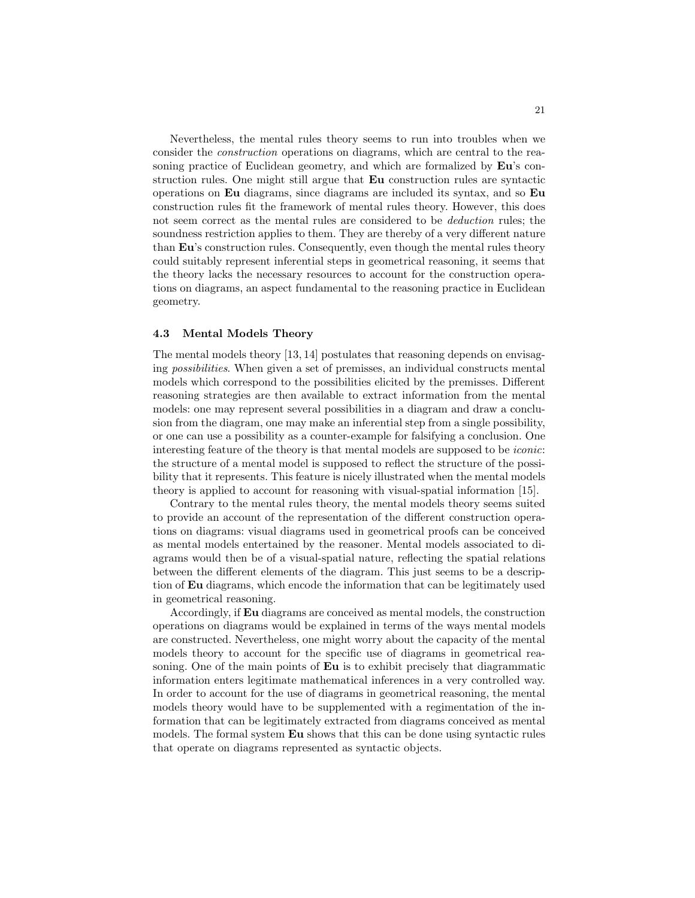Nevertheless, the mental rules theory seems to run into troubles when we consider the *construction* operations on diagrams, which are central to the reasoning practice of Euclidean geometry, and which are formalized by **Eu**'s construction rules. One might still argue that **Eu** construction rules are syntactic operations on **Eu** diagrams, since diagrams are included its syntax, and so **Eu** construction rules fit the framework of mental rules theory. However, this does not seem correct as the mental rules are considered to be *deduction* rules; the soundness restriction applies to them. They are thereby of a very different nature than **Eu**'s construction rules. Consequently, even though the mental rules theory could suitably represent inferential steps in geometrical reasoning, it seems that the theory lacks the necessary resources to account for the construction operations on diagrams, an aspect fundamental to the reasoning practice in Euclidean geometry.

### 4.3 Mental Models Theory

The mental models theory [13, 14] postulates that reasoning depends on envisaging *possibilities*. When given a set of premisses, an individual constructs mental models which correspond to the possibilities elicited by the premisses. Different reasoning strategies are then available to extract information from the mental models: one may represent several possibilities in a diagram and draw a conclusion from the diagram, one may make an inferential step from a single possibility, or one can use a possibility as a counter-example for falsifying a conclusion. One interesting feature of the theory is that mental models are supposed to be *iconic*: the structure of a mental model is supposed to reflect the structure of the possibility that it represents. This feature is nicely illustrated when the mental models theory is applied to account for reasoning with visual-spatial information [15].

Contrary to the mental rules theory, the mental models theory seems suited to provide an account of the representation of the different construction operations on diagrams: visual diagrams used in geometrical proofs can be conceived as mental models entertained by the reasoner. Mental models associated to diagrams would then be of a visual-spatial nature, reflecting the spatial relations between the different elements of the diagram. This just seems to be a description of **Eu** diagrams, which encode the information that can be legitimately used in geometrical reasoning.

Accordingly, if **Eu** diagrams are conceived as mental models, the construction operations on diagrams would be explained in terms of the ways mental models are constructed. Nevertheless, one might worry about the capacity of the mental models theory to account for the specific use of diagrams in geometrical reasoning. One of the main points of **Eu** is to exhibit precisely that diagrammatic information enters legitimate mathematical inferences in a very controlled way. In order to account for the use of diagrams in geometrical reasoning, the mental models theory would have to be supplemented with a regimentation of the information that can be legitimately extracted from diagrams conceived as mental models. The formal system **Eu** shows that this can be done using syntactic rules that operate on diagrams represented as syntactic objects.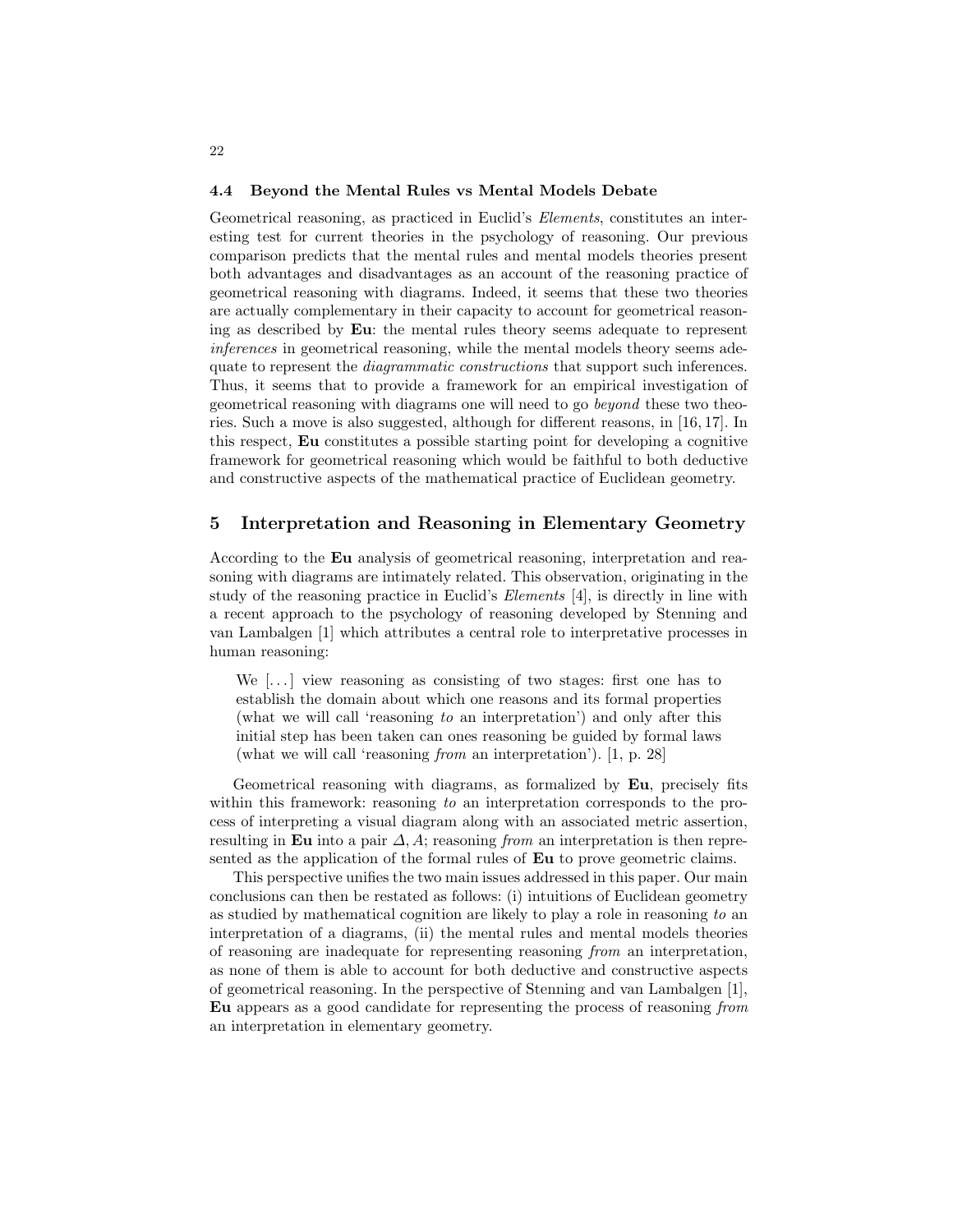### 4.4 Beyond the Mental Rules vs Mental Models Debate

Geometrical reasoning, as practiced in Euclid's *Elements*, constitutes an interesting test for current theories in the psychology of reasoning. Our previous comparison predicts that the mental rules and mental models theories present both advantages and disadvantages as an account of the reasoning practice of geometrical reasoning with diagrams. Indeed, it seems that these two theories are actually complementary in their capacity to account for geometrical reasoning as described by **Eu**: the mental rules theory seems adequate to represent *inferences* in geometrical reasoning, while the mental models theory seems adequate to represent the *diagrammatic constructions* that support such inferences. Thus, it seems that to provide a framework for an empirical investigation of geometrical reasoning with diagrams one will need to go *beyond* these two theories. Such a move is also suggested, although for different reasons, in [16, 17]. In this respect, **Eu** constitutes a possible starting point for developing a cognitive framework for geometrical reasoning which would be faithful to both deductive and constructive aspects of the mathematical practice of Euclidean geometry.

## 5 Interpretation and Reasoning in Elementary Geometry

According to the **Eu** analysis of geometrical reasoning, interpretation and reasoning with diagrams are intimately related. This observation, originating in the study of the reasoning practice in Euclid's *Elements* [4], is directly in line with a recent approach to the psychology of reasoning developed by Stenning and van Lambalgen [1] which attributes a central role to interpretative processes in human reasoning:

> We [...] view reasoning as consisting of two stages: first one has to establish the domain about which one reasons and its formal properties (what we will call 'reasoning *to* an interpretation') and only after this initial step has been taken can ones reasoning be guided by formal laws (what we will call 'reasoning *from* an interpretation'). [1, p. 28]

Geometrical reasoning with diagrams, as formalized by **Eu**, precisely fits within this framework: reasoning *to* an interpretation corresponds to the process of interpreting a visual diagram along with an associated metric assertion, resulting in **Eu** into a pair $\Delta, A$; reasoning *from* an interpretation is then represented as the application of the formal rules of **Eu** to prove geometric claims.

This perspective unifies the two main issues addressed in this paper. Our main conclusions can then be restated as follows: (i) intuitions of Euclidean geometry as studied by mathematical cognition are likely to play a role in reasoning *to* an interpretation of a diagrams, (ii) the mental rules and mental models theories of reasoning are inadequate for representing reasoning *from* an interpretation, as none of them is able to account for both deductive and constructive aspects of geometrical reasoning. In the perspective of Stenning and van Lambalgen [1], **Eu** appears as a good candidate for representing the process of reasoning *from* an interpretation in elementary geometry.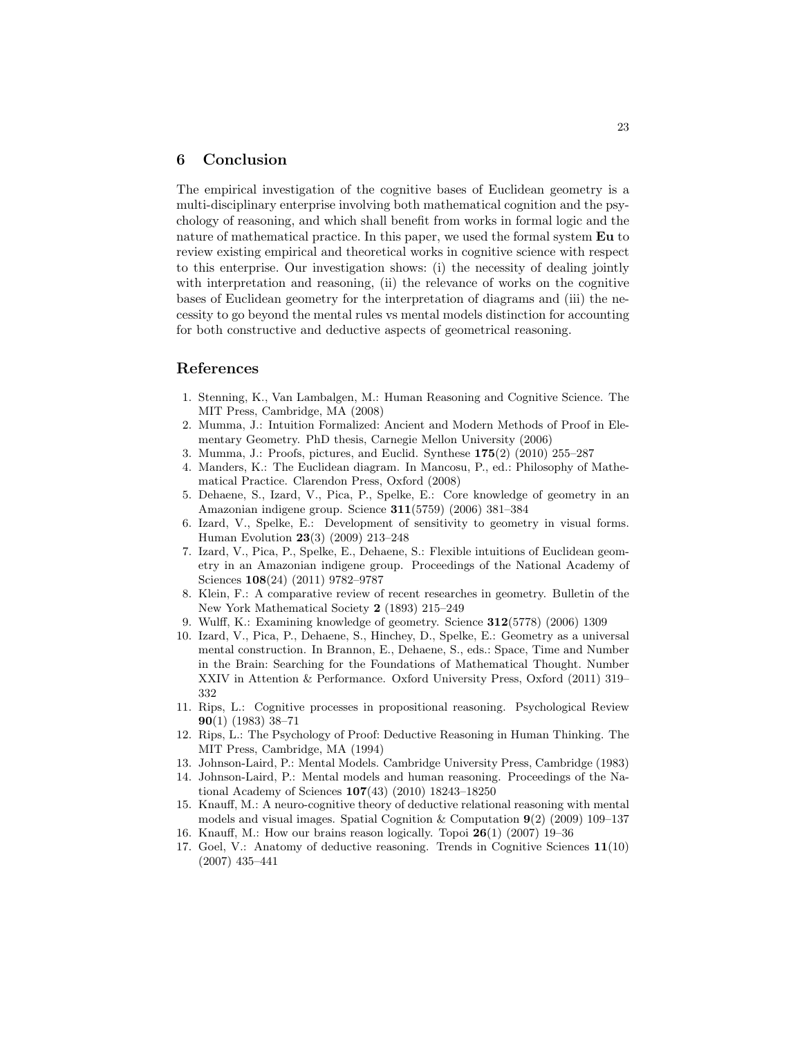## 6 Conclusion

The empirical investigation of the cognitive bases of Euclidean geometry is a multi-disciplinary enterprise involving both mathematical cognition and the psychology of reasoning, and which shall benefit from works in formal logic and the nature of mathematical practice. In this paper, we used the formal system **Eu** to review existing empirical and theoretical works in cognitive science with respect to this enterprise. Our investigation shows: (i) the necessity of dealing jointly with interpretation and reasoning, (ii) the relevance of works on the cognitive bases of Euclidean geometry for the interpretation of diagrams and (iii) the necessity to go beyond the mental rules vs mental models distinction for accounting for both constructive and deductive aspects of geometrical reasoning.

## References

1. Stenning, K., Van Lambalgen, M.: Human Reasoning and Cognitive Science. The MIT Press, Cambridge, MA (2008)
2. Mumma, J.: Intuition Formalized: Ancient and Modern Methods of Proof in Elementary Geometry. PhD thesis, Carnegie Mellon University (2006)
3. Mumma, J.: Proofs, pictures, and Euclid. Synthese **175**(2) (2010) 255–287
4. Manders, K.: The Euclidean diagram. In Mancosu, P., ed.: Philosophy of Mathematical Practice. Clarendon Press, Oxford (2008)
5. Dehaene, S., Izard, V., Pica, P., Spelke, E.: Core knowledge of geometry in an Amazonian indigene group. Science **311**(5759) (2006) 381–384
6. Izard, V., Spelke, E.: Development of sensitivity to geometry in visual forms. Human Evolution **23**(3) (2009) 213–248
7. Izard, V., Pica, P., Spelke, E., Dehaene, S.: Flexible intuitions of Euclidean geometry in an Amazonian indigene group. Proceedings of the National Academy of Sciences **108**(24) (2011) 9782–9787
8. Klein, F.: A comparative review of recent researches in geometry. Bulletin of the New York Mathematical Society **2** (1893) 215–249
9. Wulff, K.: Examining knowledge of geometry. Science **312**(5778) (2006) 1309
10. Izard, V., Pica, P., Dehaene, S., Hinchey, D., Spelke, E.: Geometry as a universal mental construction. In Brannon, E., Dehaene, S., eds.: Space, Time and Number in the Brain: Searching for the Foundations of Mathematical Thought. Number XXIV in Attention & Performance. Oxford University Press, Oxford (2011) 319–332
11. Rips, L.: Cognitive processes in propositional reasoning. Psychological Review **90**(1) (1983) 38–71
12. Rips, L.: The Psychology of Proof: Deductive Reasoning in Human Thinking. The MIT Press, Cambridge, MA (1994)
13. Johnson-Laird, P.: Mental Models. Cambridge University Press, Cambridge (1983)
14. Johnson-Laird, P.: Mental models and human reasoning. Proceedings of the National Academy of Sciences **107**(43) (2010) 18243–18250
15. Knauff, M.: A neuro-cognitive theory of deductive relational reasoning with mental models and visual images. Spatial Cognition & Computation **9**(2) (2009) 109–137
16. Knauff, M.: How our brains reason logically. Topoi **26**(1) (2007) 19–36
17. Goel, V.: Anatomy of deductive reasoning. Trends in Cognitive Sciences **11**(10) (2007) 435–441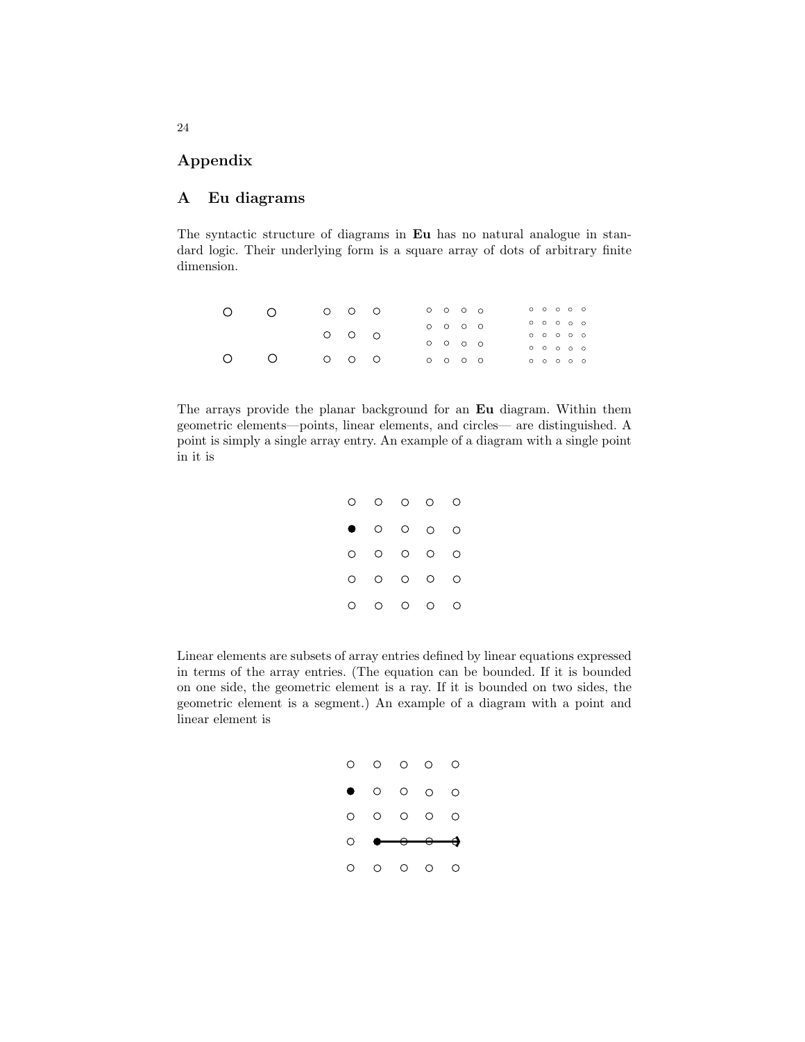# Appendix

## A Eu diagrams

The syntactic structure of diagrams in **Eu** has no natural analogue in standard logic. Their underlying form is a square array of dots of arbitrary finite dimension.

The arrays provide the planar background for an **Eu** diagram. Within them geometric elements—points, linear elements, and circles— are distinguished. A point is simply a single array entry. An example of a diagram with a single point in it is

Linear elements are subsets of array entries defined by linear equations expressed in terms of the array entries. (The equation can be bounded. If it is bounded on one side, the geometric element is a ray. If it is bounded on two sides, the geometric element is a segment.) An example of a diagram with a point and linear element is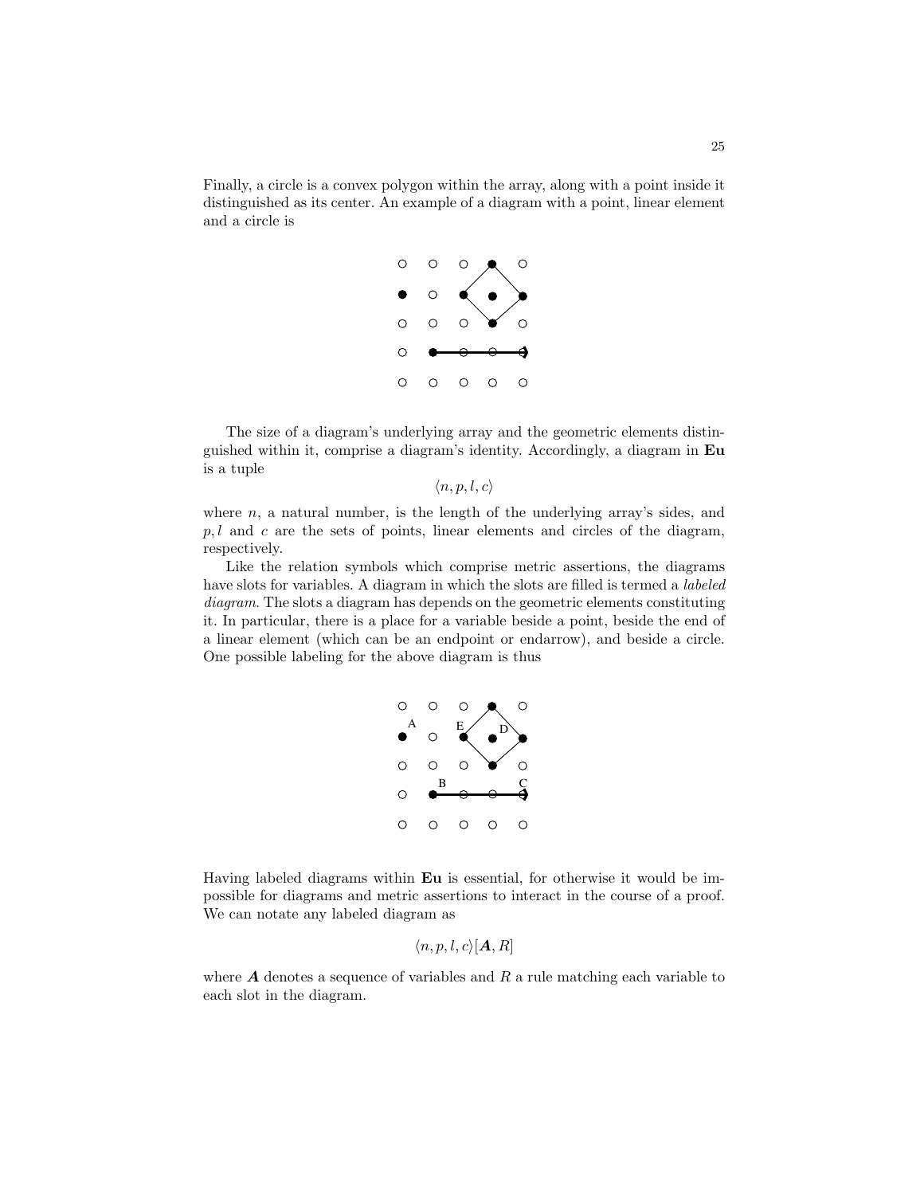Finally, a circle is a convex polygon within the array, along with a point inside it distinguished as its center. An example of a diagram with a point, linear element and a circle is

The size of a diagram's underlying array and the geometric elements distinguished within it, comprise a diagram's identity. Accordingly, a diagram in **Eu** is a tuple

$$\langle n, p, l, c\rangle$$

where $n$, a natural number, is the length of the underlying array's sides, and $p, l$ and $c$ are the sets of points, linear elements and circles of the diagram, respectively.

Like the relation symbols which comprise metric assertions, the diagrams have slots for variables. A diagram in which the slots are filled is termed a *labeled diagram*. The slots a diagram has depends on the geometric elements constituting it. In particular, there is a place for a variable beside a point, beside the end of a linear element (which can be an endpoint or endarrow), and beside a circle. One possible labeling for the above diagram is thus

Having labeled diagrams within **Eu** is essential, for otherwise it would be impossible for diagrams and metric assertions to interact in the course of a proof. We can notate any labeled diagram as

$$\langle n, p, l, c\rangle[\boldsymbol{A}, R]$$

where $\boldsymbol{A}$ denotes a sequence of variables and $R$ a rule matching each variable to each slot in the diagram.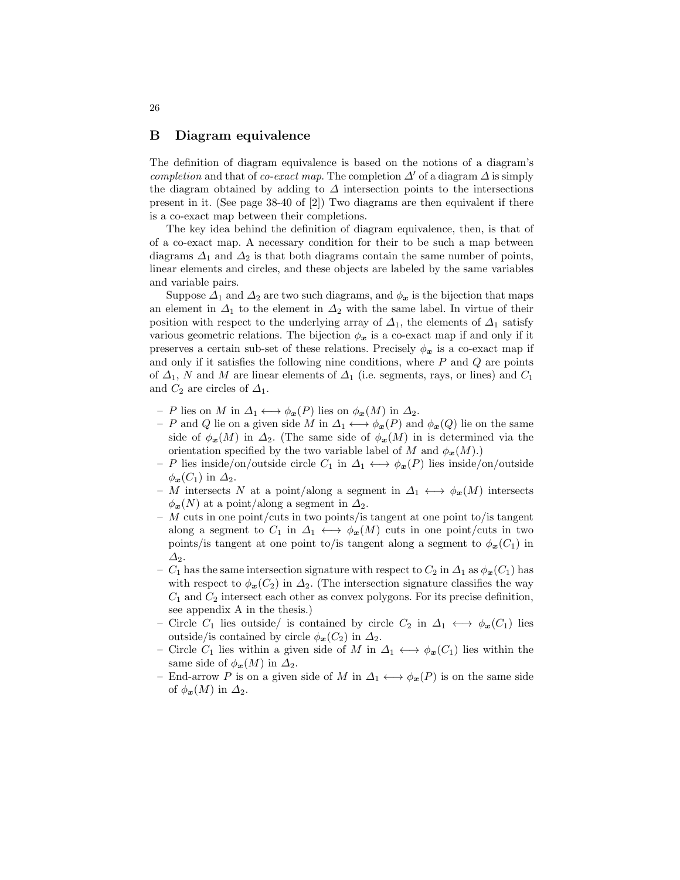## B Diagram equivalence

The definition of diagram equivalence is based on the notions of a diagram's *completion* and that of *co-exact map*. The completion $\Delta'$ of a diagram $\Delta$ is simply the diagram obtained by adding to $\Delta$ intersection points to the intersections present in it. (See page 38-40 of [2]) Two diagrams are then equivalent if there is a co-exact map between their completions.

The key idea behind the definition of diagram equivalence, then, is that of of a co-exact map. A necessary condition for their to be such a map between diagrams $\Delta_1$ and $\Delta_2$ is that both diagrams contain the same number of points, linear elements and circles, and these objects are labeled by the same variables and variable pairs.

Suppose $\Delta_1$ and $\Delta_2$ are two such diagrams, and $\phi_{\boldsymbol{x}}$ is the bijection that maps an element in $\Delta_1$ to the element in $\Delta_2$ with the same label. In virtue of their position with respect to the underlying array of $\Delta_1$, the elements of $\Delta_1$ satisfy various geometric relations. The bijection $\phi_{\boldsymbol{x}}$ is a co-exact map if and only if it preserves a certain sub-set of these relations. Precisely $\phi_{\boldsymbol{x}}$ is a co-exact map if and only if it satisfies the following nine conditions, where $P$ and $Q$ are points of $\Delta_1$, $N$ and $M$ are linear elements of $\Delta_1$ (i.e. segments, rays, or lines) and $C_1$ and $C_2$ are circles of $\Delta_1$.

- $P$ lies on $M$ in $\Delta_1 \longleftrightarrow \phi_{\boldsymbol{x}}(P)$ lies on $\phi_{\boldsymbol{x}}(M)$ in $\Delta_2$.
- $P$ and $Q$ lie on a given side $M$ in $\Delta_1 \longleftrightarrow \phi_{\boldsymbol{x}}(P)$ and $\phi_{\boldsymbol{x}}(Q)$ lie on the same side of $\phi_{\boldsymbol{x}}(M)$ in $\Delta_2$. (The same side of $\phi_{\boldsymbol{x}}(M)$ in is determined via the orientation specified by the two variable label of $M$ and $\phi_{\boldsymbol{x}}(M)$.)
- $P$ lies inside/on/outside circle $C_1$ in $\Delta_1 \longleftrightarrow \phi_{\boldsymbol{x}}(P)$ lies inside/on/outside $\phi_{\boldsymbol{x}}(C_1)$ in $\Delta_2$.
- $M$ intersects $N$ at a point/along a segment in $\Delta_1 \longleftrightarrow \phi_{\boldsymbol{x}}(M)$ intersects $\phi_{\boldsymbol{x}}(N)$ at a point/along a segment in $\Delta_2$.
- $M$ cuts in one point/cuts in two points/is tangent at one point to/is tangent along a segment to $C_1$ in $\Delta_1 \longleftrightarrow \phi_{\boldsymbol{x}}(M)$ cuts in one point/cuts in two points/is tangent at one point to/is tangent along a segment to $\phi_{\boldsymbol{x}}(C_1)$ in $\Delta_2$.
- $C_1$ has the same intersection signature with respect to $C_2$ in $\Delta_1$ as $\phi_{\boldsymbol{x}}(C_1)$ has with respect to $\phi_{\boldsymbol{x}}(C_2)$ in $\Delta_2$. (The intersection signature classifies the way $C_1$ and $C_2$ intersect each other as convex polygons. For its precise definition, see appendix A in the thesis.)
- Circle $C_1$ lies outside/ is contained by circle $C_2$ in $\Delta_1 \longleftrightarrow \phi_{\boldsymbol{x}}(C_1)$ lies outside/is contained by circle $\phi_{\boldsymbol{x}}(C_2)$ in $\Delta_2$.
- Circle $C_1$ lies within a given side of $M$ in $\Delta_1 \longleftrightarrow \phi_{\boldsymbol{x}}(C_1)$ lies within the same side of $\phi_{\boldsymbol{x}}(M)$ in $\Delta_2$.
- End-arrow $P$ is on a given side of $M$ in $\Delta_1 \longleftrightarrow \phi_{\boldsymbol{x}}(P)$ is on the same side of $\phi_{\boldsymbol{x}}(M)$ in $\Delta_2$.